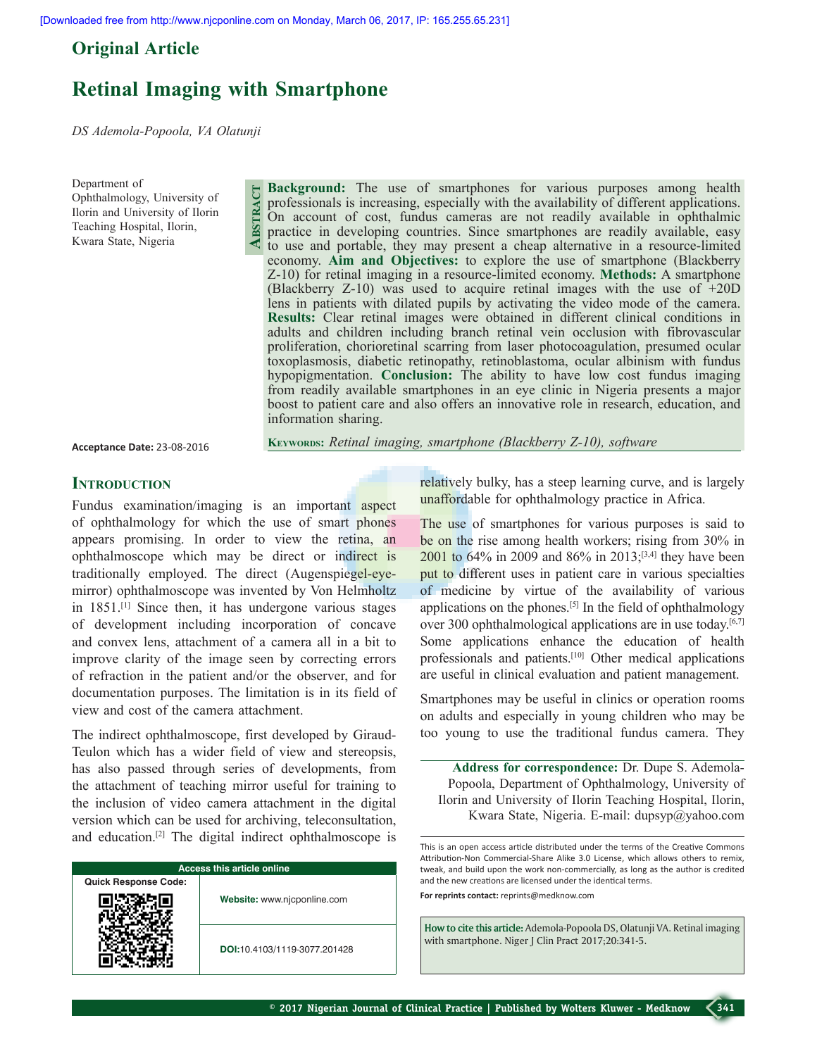## Original Article

# Retinal Imaging with Smartphone

*DS Ademola-Popoola, VA Olatunji*

Department of Ophthalmology, University of Ilorin and University of Ilorin Teaching Hospital, Ilorin, Kwara State, Nigeria

**Abstract**

**Background:** The use of smartphones for various purposes among health professionals is increasing, especially with the availability of different applications. On account of cost, fundus cameras are not readily available in ophthalmic practice in developing countries. Since smartphones are readily available, easy to use and portable, they may present a cheap alternative in a resource-limited economy. **Aim and Objectives:** to explore the use of smartphone (Blackberry Z-10) for retinal imaging in a resource-limited economy. **Methods:** A smartphone (Blackberry Z-10) was used to acquire retinal images with the use of +20D lens in patients with dilated pupils by activating the video mode of the camera. **Results:** Clear retinal images were obtained in different clinical conditions in adults and children including branch retinal vein occlusion with fibrovascular proliferation, chorioretinal scarring from laser photocoagulation, presumed ocular toxoplasmosis, diabetic retinopathy, retinoblastoma, ocular albinism with fundus hypopigmentation. **Conclusion:** The ability to have low cost fundus imaging from readily available smartphones in an eye clinic in Nigeria presents a major boost to patient care and also offers an innovative role in research, education, and information sharing.

**Keywords:** *Retinal imaging, smartphone (Blackberry Z-10), software*

**Acceptance Date:** 23-08-2016

## Introduction

Fundus examination/imaging is an important aspect of ophthalmology for which the use of smart phones appears promising. In order to view the retina, an ophthalmoscope which may be direct or indirect is traditionally employed. The direct (Augenspiegel-eye-mirror) ophthalmoscope was invented by Von Helmholtz in 1851.[1] Since then, it has undergone various stages of development including incorporation of concave and convex lens, attachment of a camera all in a bit to improve clarity of the image seen by correcting errors of refraction in the patient and/or the observer, and for documentation purposes. The limitation is in its field of view and cost of the camera attachment.

The indirect ophthalmoscope, first developed by Giraud-Teulon which has a wider field of view and stereopsis, has also passed through series of developments, from the attachment of teaching mirror useful for training to the inclusion of video camera attachment in the digital version which can be used for archiving, teleconsultation, and education.[2] The digital indirect ophthalmoscope is relatively bulky, has a steep learning curve, and is largely unaffordable for ophthalmology practice in Africa.

The use of smartphones for various purposes is said to be on the rise among health workers; rising from 30% in 2001 to 64% in 2009 and 86% in 2013;[3,4] they have been put to different uses in patient care in various specialties of medicine by virtue of the availability of various applications on the phones.[5] In the field of ophthalmology over 300 ophthalmological applications are in use today.[6,7] Some applications enhance the education of health professionals and patients.[10] Other medical applications are useful in clinical evaluation and patient management.

Smartphones may be useful in clinics or operation rooms on adults and especially in young children who may be too young to use the traditional fundus camera. They

**Address for correspondence:** Dr. Dupe S. Ademola-Popoola, Department of Ophthalmology, University of Ilorin and University of Ilorin Teaching Hospital, Ilorin, Kwara State, Nigeria. E-mail: dupsyp@yahoo.com

| Access this article online | |
|---|---|
| Quick Response Code: | **Website:** www.njcponline.com |
| | **DOI:** 10.4103/1119-3077.201428 |

This is an open access article distributed under the terms of the Creative Commons Attribution-Non Commercial-Share Alike 3.0 License, which allows others to remix, tweak, and build upon the work non-commercially, as long as the author is credited and the new creations are licensed under the identical terms.

**For reprints contact:** reprints@medknow.com

**How to cite this article:** Ademola-Popoola DS, Olatunji VA. Retinal imaging with smartphone. Niger J Clin Pract 2017;20:341-5.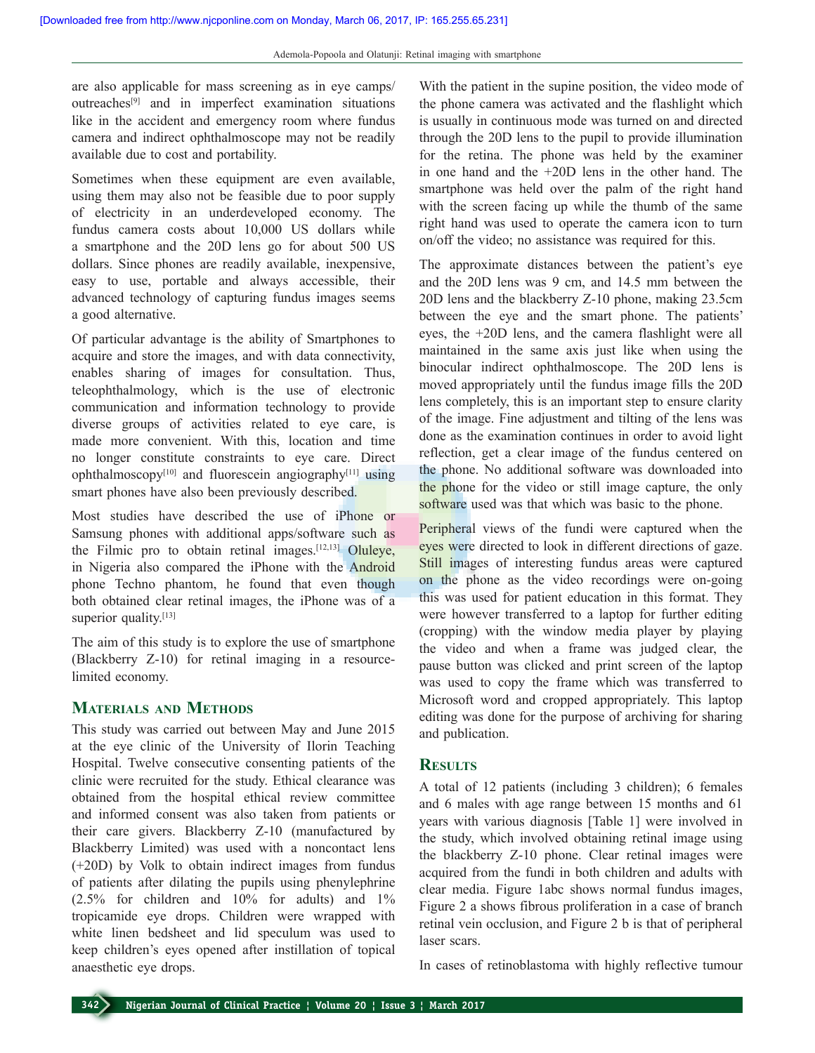are also applicable for mass screening as in eye camps/outreaches[9] and in imperfect examination situations like in the accident and emergency room where fundus camera and indirect ophthalmoscope may not be readily available due to cost and portability.

Sometimes when these equipment are even available, using them may also not be feasible due to poor supply of electricity in an underdeveloped economy. The fundus camera costs about 10,000 US dollars while a smartphone and the 20D lens go for about 500 US dollars. Since phones are readily available, inexpensive, easy to use, portable and always accessible, their advanced technology of capturing fundus images seems a good alternative.

Of particular advantage is the ability of Smartphones to acquire and store the images, and with data connectivity, enables sharing of images for consultation. Thus, teleophthalmology, which is the use of electronic communication and information technology to provide diverse groups of activities related to eye care, is made more convenient. With this, location and time no longer constitute constraints to eye care. Direct ophthalmoscopy[10] and fluorescein angiography[11] using smart phones have also been previously described.

Most studies have described the use of iPhone or Samsung phones with additional apps/software such as the Filmic pro to obtain retinal images.[12,13] Oluleye, in Nigeria also compared the iPhone with the Android phone Techno phantom, he found that even though both obtained clear retinal images, the iPhone was of a superior quality.[13]

The aim of this study is to explore the use of smartphone (Blackberry Z-10) for retinal imaging in a resource-limited economy.

## Materials and Methods

This study was carried out between May and June 2015 at the eye clinic of the University of Ilorin Teaching Hospital. Twelve consecutive consenting patients of the clinic were recruited for the study. Ethical clearance was obtained from the hospital ethical review committee and informed consent was also taken from patients or their care givers. Blackberry Z-10 (manufactured by Blackberry Limited) was used with a noncontact lens (+20D) by Volk to obtain indirect images from fundus of patients after dilating the pupils using phenylephrine (2.5% for children and 10% for adults) and 1% tropicamide eye drops. Children were wrapped with white linen bedsheet and lid speculum was used to keep children's eyes opened after instillation of topical anaesthetic eye drops.

With the patient in the supine position, the video mode of the phone camera was activated and the flashlight which is usually in continuous mode was turned on and directed through the 20D lens to the pupil to provide illumination for the retina. The phone was held by the examiner in one hand and the +20D lens in the other hand. The smartphone was held over the palm of the right hand with the screen facing up while the thumb of the same right hand was used to operate the camera icon to turn on/off the video; no assistance was required for this.

The approximate distances between the patient's eye and the 20D lens was 9 cm, and 14.5 mm between the 20D lens and the blackberry Z-10 phone, making 23.5cm between the eye and the smart phone. The patients' eyes, the +20D lens, and the camera flashlight were all maintained in the same axis just like when using the binocular indirect ophthalmoscope. The 20D lens is moved appropriately until the fundus image fills the 20D lens completely, this is an important step to ensure clarity of the image. Fine adjustment and tilting of the lens was done as the examination continues in order to avoid light reflection, get a clear image of the fundus centered on the phone. No additional software was downloaded into the phone for the video or still image capture, the only software used was that which was basic to the phone.

Peripheral views of the fundi were captured when the eyes were directed to look in different directions of gaze. Still images of interesting fundus areas were captured on the phone as the video recordings were on-going this was used for patient education in this format. They were however transferred to a laptop for further editing (cropping) with the window media player by playing the video and when a frame was judged clear, the pause button was clicked and print screen of the laptop was used to copy the frame which was transferred to Microsoft word and cropped appropriately. This laptop editing was done for the purpose of archiving for sharing and publication.

## Results

A total of 12 patients (including 3 children); 6 females and 6 males with age range between 15 months and 61 years with various diagnosis [Table 1] were involved in the study, which involved obtaining retinal image using the blackberry Z-10 phone. Clear retinal images were acquired from the fundi in both children and adults with clear media. Figure 1abc shows normal fundus images, Figure 2 a shows fibrous proliferation in a case of branch retinal vein occlusion, and Figure 2 b is that of peripheral laser scars.

In cases of retinoblastoma with highly reflective tumour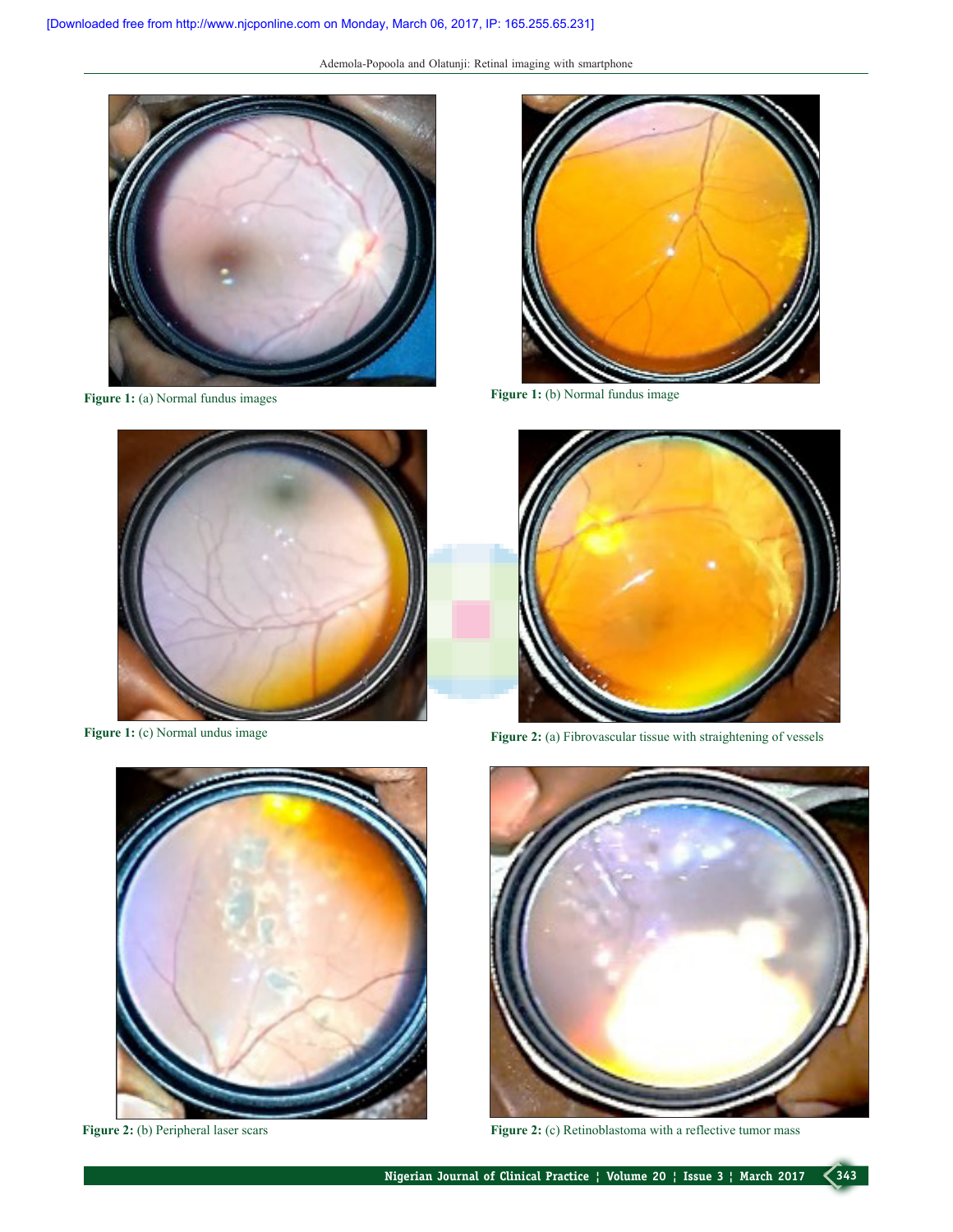**Figure 1:** (a) Normal fundus images

**Figure 1:** (b) Normal fundus image

**Figure 1:** (c) Normal undus image

**Figure 2:** (a) Fibrovascular tissue with straightening of vessels

**Figure 2:** (b) Peripheral laser scars

**Figure 2:** (c) Retinoblastoma with a reflective tumor mass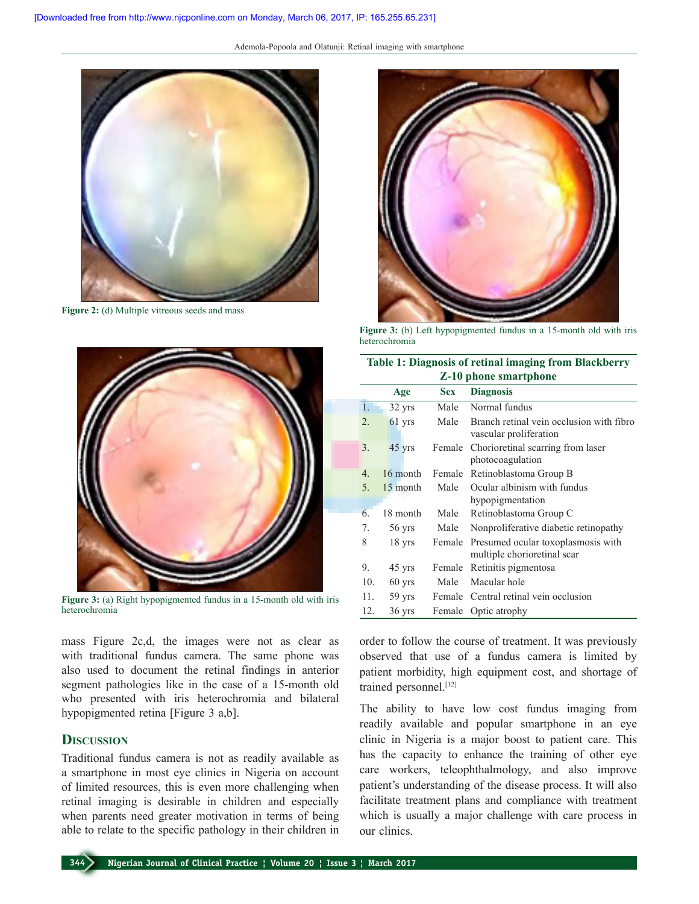Figure 2: (d) Multiple vitreous seeds and mass

Figure 3: (b) Left hypopigmented fundus in a 15-month old with iris heterochromia

Figure 3: (a) Right hypopigmented fundus in a 15-month old with iris heterochromia

**Table 1: Diagnosis of retinal imaging from Blackberry Z-10 phone smartphone**

| | Age | Sex | Diagnosis |
|---|---|---|---|
| 1. | 32 yrs | Male | Normal fundus |
| 2. | 61 yrs | Male | Branch retinal vein occlusion with fibro vascular proliferation |
| 3. | 45 yrs | Female | Chorioretinal scarring from laser photocoagulation |
| 4. | 16 month | Female | Retinoblastoma Group B |
| 5. | 15 month | Male | Ocular albinism with fundus hypopigmentation |
| 6. | 18 month | Male | Retinoblastoma Group C |
| 7. | 56 yrs | Male | Nonproliferative diabetic retinopathy |
| 8 | 18 yrs | Female | Presumed ocular toxoplasmosis with multiple chorioretinal scar |
| 9. | 45 yrs | Female | Retinitis pigmentosa |
| 10. | 60 yrs | Male | Macular hole |
| 11. | 59 yrs | Female | Central retinal vein occlusion |
| 12. | 36 yrs | Female | Optic atrophy |

mass Figure 2c,d, the images were not as clear as with traditional fundus camera. The same phone was also used to document the retinal findings in anterior segment pathologies like in the case of a 15-month old who presented with iris heterochromia and bilateral hypopigmented retina [Figure 3 a,b].

## Discussion

Traditional fundus camera is not as readily available as a smartphone in most eye clinics in Nigeria on account of limited resources, this is even more challenging when retinal imaging is desirable in children and especially when parents need greater motivation in terms of being able to relate to the specific pathology in their children in order to follow the course of treatment. It was previously observed that use of a fundus camera is limited by patient morbidity, high equipment cost, and shortage of trained personnel.[12]

The ability to have low cost fundus imaging from readily available and popular smartphone in an eye clinic in Nigeria is a major boost to patient care. This has the capacity to enhance the training of other eye care workers, teleophthalmology, and also improve patient's understanding of the disease process. It will also facilitate treatment plans and compliance with treatment which is usually a major challenge with care process in our clinics.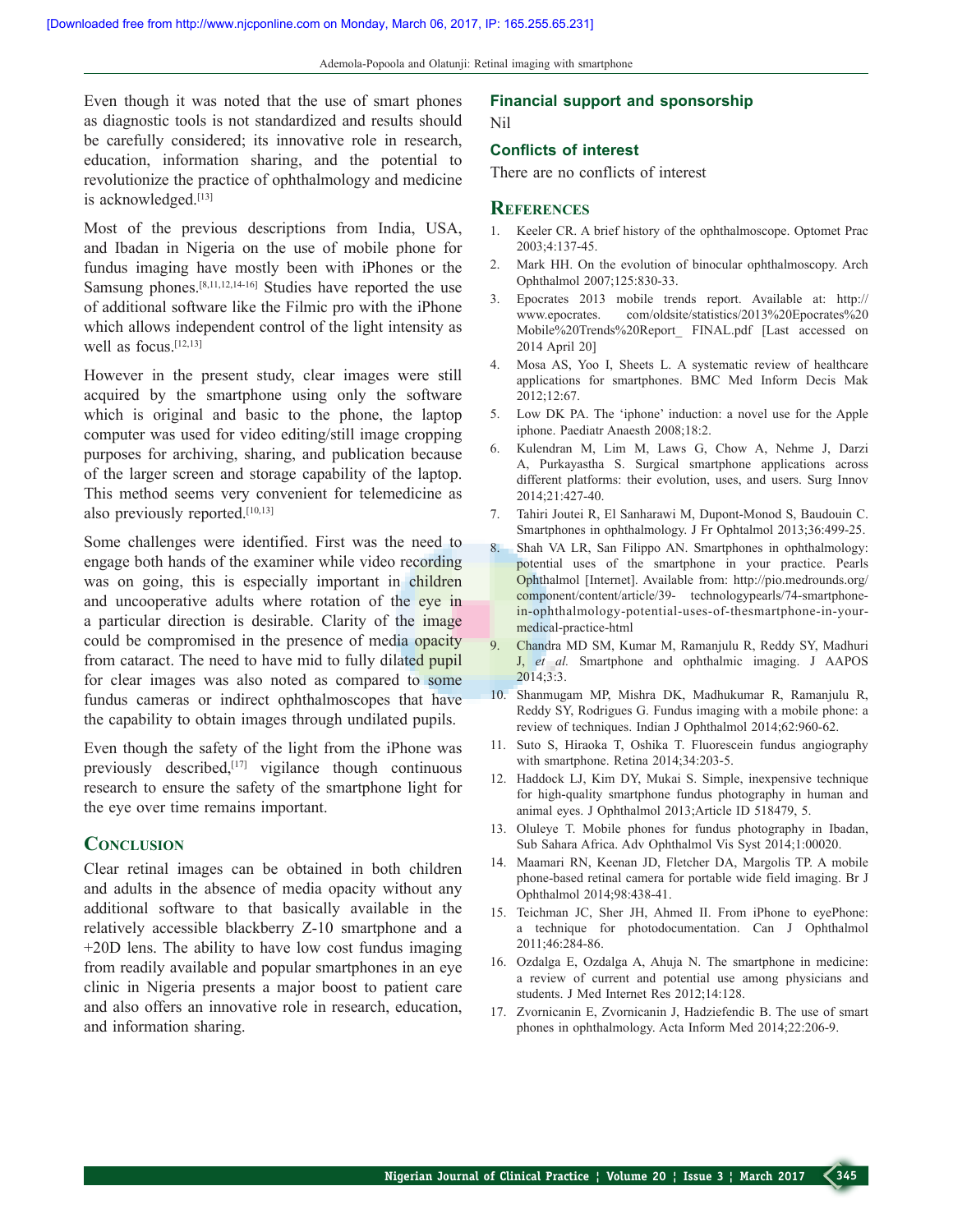Even though it was noted that the use of smart phones as diagnostic tools is not standardized and results should be carefully considered; its innovative role in research, education, information sharing, and the potential to revolutionize the practice of ophthalmology and medicine is acknowledged.[13]

Most of the previous descriptions from India, USA, and Ibadan in Nigeria on the use of mobile phone for fundus imaging have mostly been with iPhones or the Samsung phones.[8,11,12,14-16] Studies have reported the use of additional software like the Filmic pro with the iPhone which allows independent control of the light intensity as well as focus.[12,13]

However in the present study, clear images were still acquired by the smartphone using only the software which is original and basic to the phone, the laptop computer was used for video editing/still image cropping purposes for archiving, sharing, and publication because of the larger screen and storage capability of the laptop. This method seems very convenient for telemedicine as also previously reported.[10,13]

Some challenges were identified. First was the need to engage both hands of the examiner while video recording was on going, this is especially important in children and uncooperative adults where rotation of the eye in a particular direction is desirable. Clarity of the image could be compromised in the presence of media opacity from cataract. The need to have mid to fully dilated pupil for clear images was also noted as compared to some fundus cameras or indirect ophthalmoscopes that have the capability to obtain images through undilated pupils.

Even though the safety of the light from the iPhone was previously described,[17] vigilance though continuous research to ensure the safety of the smartphone light for the eye over time remains important.

## Conclusion

Clear retinal images can be obtained in both children and adults in the absence of media opacity without any additional software to that basically available in the relatively accessible blackberry Z-10 smartphone and a +20D lens. The ability to have low cost fundus imaging from readily available and popular smartphones in an eye clinic in Nigeria presents a major boost to patient care and also offers an innovative role in research, education, and information sharing.

### Financial support and sponsorship

Nil

### Conflicts of interest

There are no conflicts of interest

## References

1. Keeler CR. A brief history of the ophthalmoscope. Optomet Prac 2003;4:137-45.
2. Mark HH. On the evolution of binocular ophthalmoscopy. Arch Ophthalmol 2007;125:830-33.
3. Epocrates 2013 mobile trends report. Available at: http://www.epocrates. com/oldsite/statistics/2013%20Epocrates%20Mobile%20Trends%20Report_ FINAL.pdf [Last accessed on 2014 April 20]
4. Mosa AS, Yoo I, Sheets L. A systematic review of healthcare applications for smartphones. BMC Med Inform Decis Mak 2012;12:67.
5. Low DK PA. The 'iphone' induction: a novel use for the Apple iphone. Paediatr Anaesth 2008;18:2.
6. Kulendran M, Lim M, Laws G, Chow A, Nehme J, Darzi A, Purkayastha S. Surgical smartphone applications across different platforms: their evolution, uses, and users. Surg Innov 2014;21:427-40.
7. Tahiri Joutei R, El Sanharawi M, Dupont-Monod S, Baudouin C. Smartphones in ophthalmology. J Fr Ophtalmol 2013;36:499-25.
8. Shah VA LR, San Filippo AN. Smartphones in ophthalmology: potential uses of the smartphone in your practice. Pearls Ophthalmol [Internet]. Available from: http://pio.medrounds.org/component/content/article/39- technologypearls/74-smartphone-in-ophthalmology-potential-uses-of-thesmartphone-in-your-medical-practice-html
9. Chandra MD SM, Kumar M, Ramanjulu R, Reddy SY, Madhuri J, *et al.* Smartphone and ophthalmic imaging. J AAPOS 2014;3:3.
10. Shanmugam MP, Mishra DK, Madhukumar R, Ramanjulu R, Reddy SY, Rodrigues G. Fundus imaging with a mobile phone: a review of techniques. Indian J Ophthalmol 2014;62:960-62.
11. Suto S, Hiraoka T, Oshika T. Fluorescein fundus angiography with smartphone. Retina 2014;34:203-5.
12. Haddock LJ, Kim DY, Mukai S. Simple, inexpensive technique for high-quality smartphone fundus photography in human and animal eyes. J Ophthalmol 2013;Article ID 518479, 5.
13. Oluleye T. Mobile phones for fundus photography in Ibadan, Sub Sahara Africa. Adv Ophthalmol Vis Syst 2014;1:00020.
14. Maamari RN, Keenan JD, Fletcher DA, Margolis TP. A mobile phone-based retinal camera for portable wide field imaging. Br J Ophthalmol 2014;98:438-41.
15. Teichman JC, Sher JH, Ahmed II. From iPhone to eyePhone: a technique for photodocumentation. Can J Ophthalmol 2011;46:284-86.
16. Ozdalga E, Ozdalga A, Ahuja N. The smartphone in medicine: a review of current and potential use among physicians and students. J Med Internet Res 2012;14:128.
17. Zvornicanin E, Zvornicanin J, Hadziefendic B. The use of smart phones in ophthalmology. Acta Inform Med 2014;22:206-9.